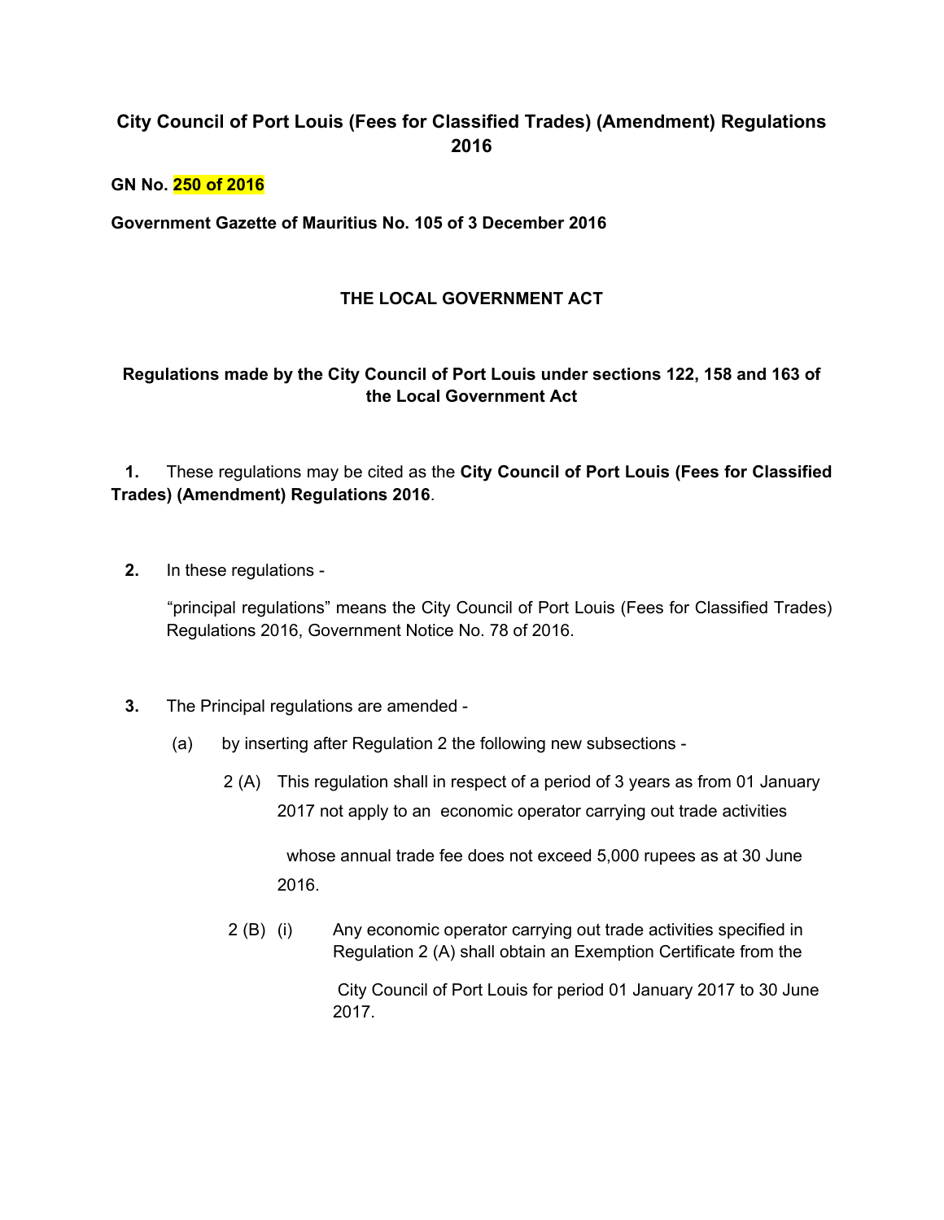# City Council of Port Louis (Fees for Classified Trades) (Amendment) Regulations 2016

**GN No. 250 of 2016**

**Government Gazette of Mauritius No. 105 of 3 December 2016**

## THE LOCAL GOVERNMENT ACT

### Regulations made by the City Council of Port Louis under sections 122, 158 and 163 of the Local Government Act

**1.** These regulations may be cited as the **City Council of Port Louis (Fees for Classified Trades) (Amendment) Regulations 2016**.

**2.** In these regulations -

"principal regulations" means the City Council of Port Louis (Fees for Classified Trades) Regulations 2016, Government Notice No. 78 of 2016.

**3.** The Principal regulations are amended -

(a) by inserting after Regulation 2 the following new subsections -

2 (A) This regulation shall in respect of a period of 3 years as from 01 January 2017 not apply to an economic operator carrying out trade activities whose annual trade fee does not exceed 5,000 rupees as at 30 June 2016.

2 (B) (i) Any economic operator carrying out trade activities specified in Regulation 2 (A) shall obtain an Exemption Certificate from the City Council of Port Louis for period 01 January 2017 to 30 June 2017.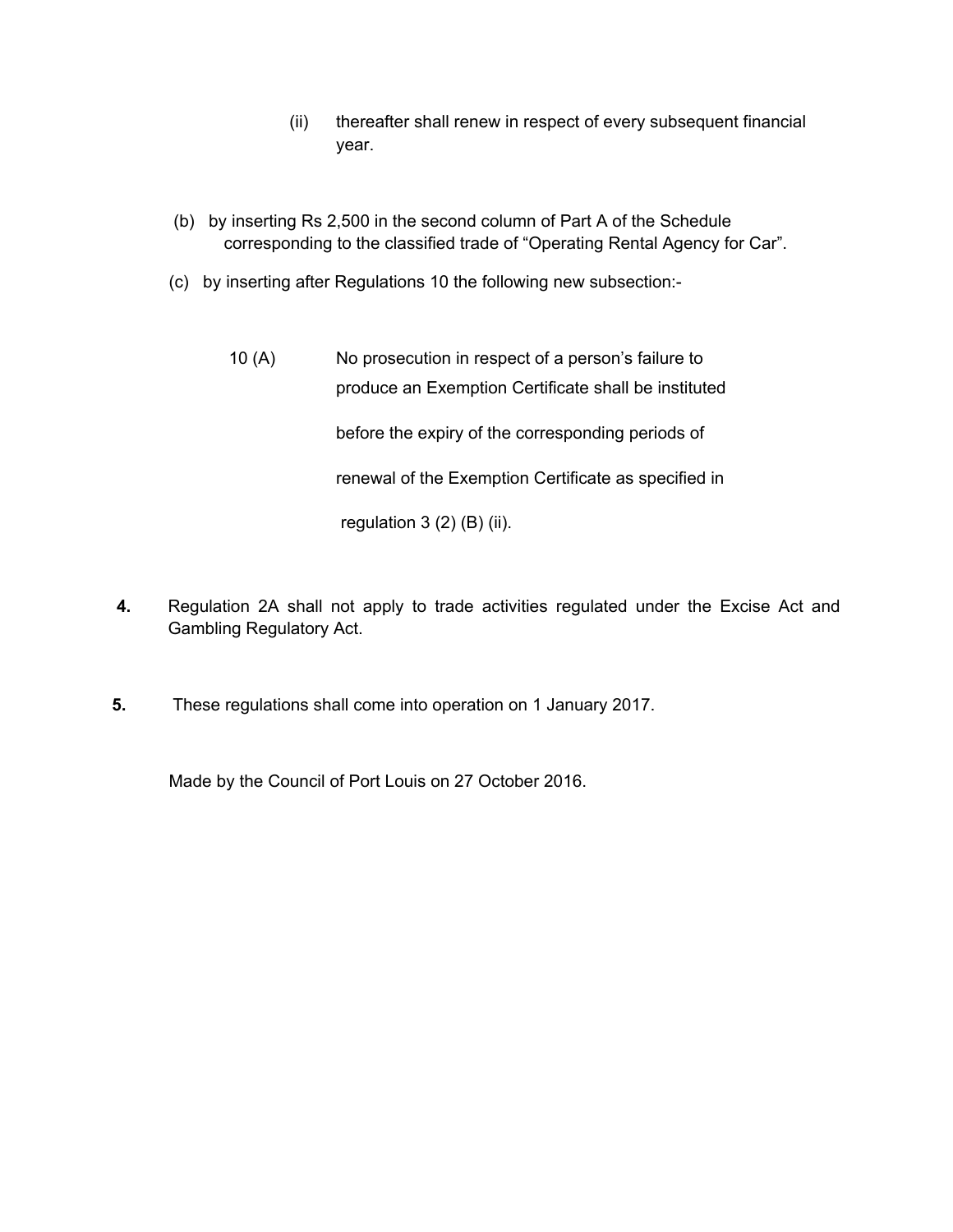(ii) thereafter shall renew in respect of every subsequent financial year.

(b) by inserting Rs 2,500 in the second column of Part A of the Schedule corresponding to the classified trade of "Operating Rental Agency for Car".

(c) by inserting after Regulations 10 the following new subsection:-

10 (A) No prosecution in respect of a person's failure to produce an Exemption Certificate shall be instituted before the expiry of the corresponding periods of renewal of the Exemption Certificate as specified in regulation 3 (2) (B) (ii).

**4.** Regulation 2A shall not apply to trade activities regulated under the Excise Act and Gambling Regulatory Act.

**5.** These regulations shall come into operation on 1 January 2017.

Made by the Council of Port Louis on 27 October 2016.